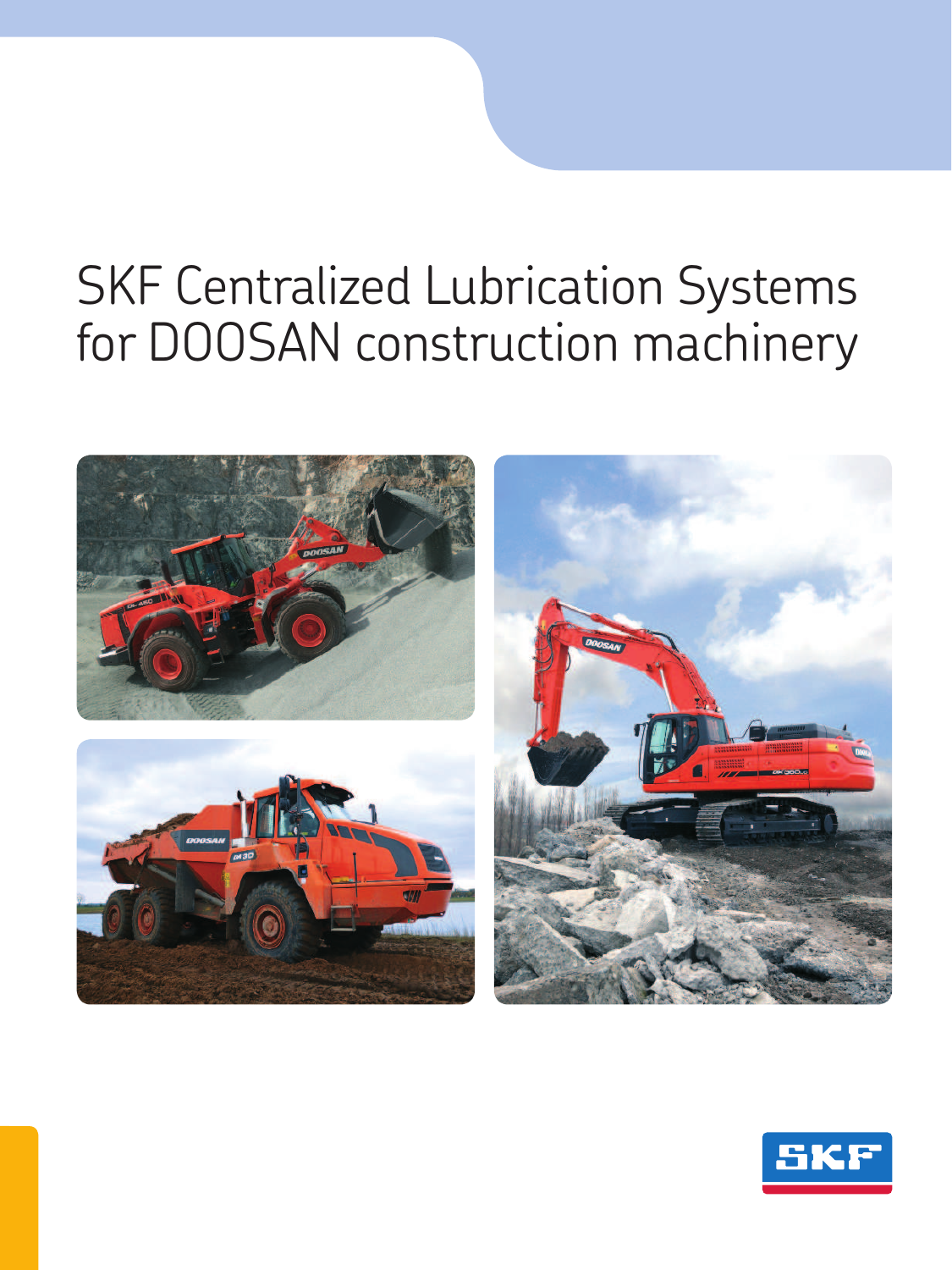# SKF Centralized Lubrication Systems for DOOSAN construction machinery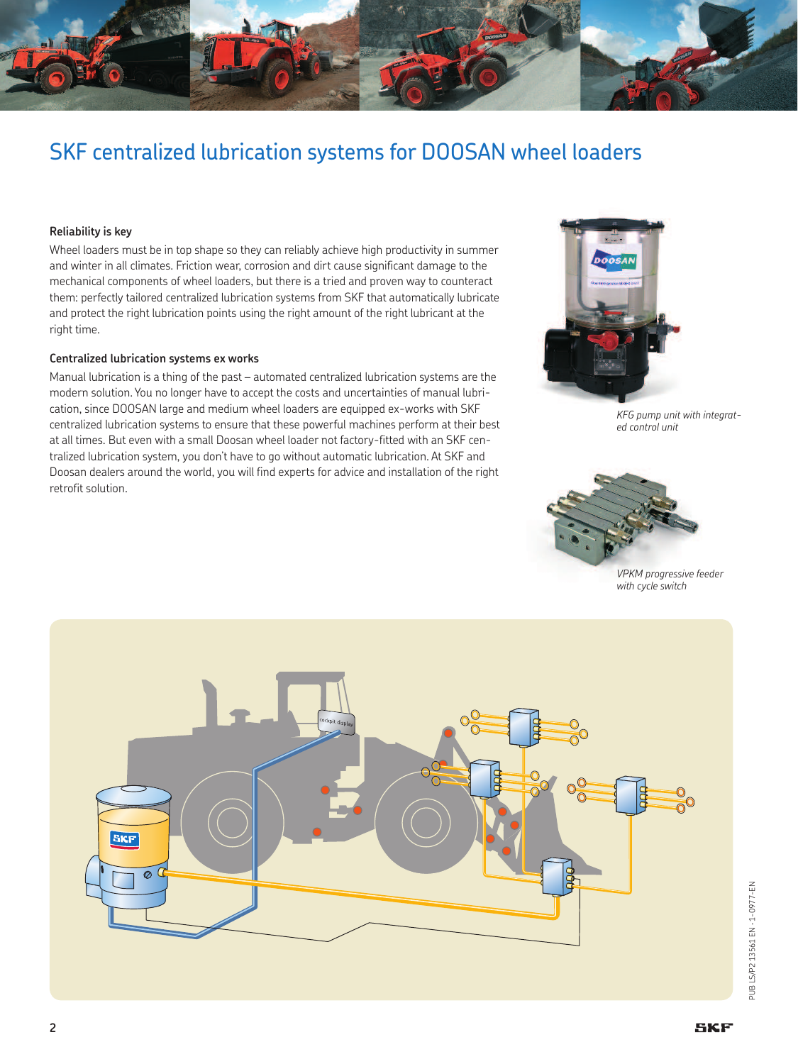# SKF centralized lubrication systems for DOOSAN wheel loaders

### Reliability is key

Wheel loaders must be in top shape so they can reliably achieve high productivity in summer and winter in all climates. Friction wear, corrosion and dirt cause significant damage to the mechanical components of wheel loaders, but there is a tried and proven way to counteract them: perfectly tailored centralized lubrication systems from SKF that automatically lubricate and protect the right lubrication points using the right amount of the right lubricant at the right time.

### Centralized lubrication systems ex works

Manual lubrication is a thing of the past – automated centralized lubrication systems are the modern solution. You no longer have to accept the costs and uncertainties of manual lubrication, since DOOSAN large and medium wheel loaders are equipped ex-works with SKF centralized lubrication systems to ensure that these powerful machines perform at their best at all times. But even with a small Doosan wheel loader not factory-fitted with an SKF centralized lubrication system, you don't have to go without automatic lubrication. At SKF and Doosan dealers around the world, you will find experts for advice and installation of the right retrofit solution.

*KFG pump unit with integrated control unit*

*VPKM progressive feeder with cycle switch*

PUB LS/P2 13561 EN ·1-0977-EN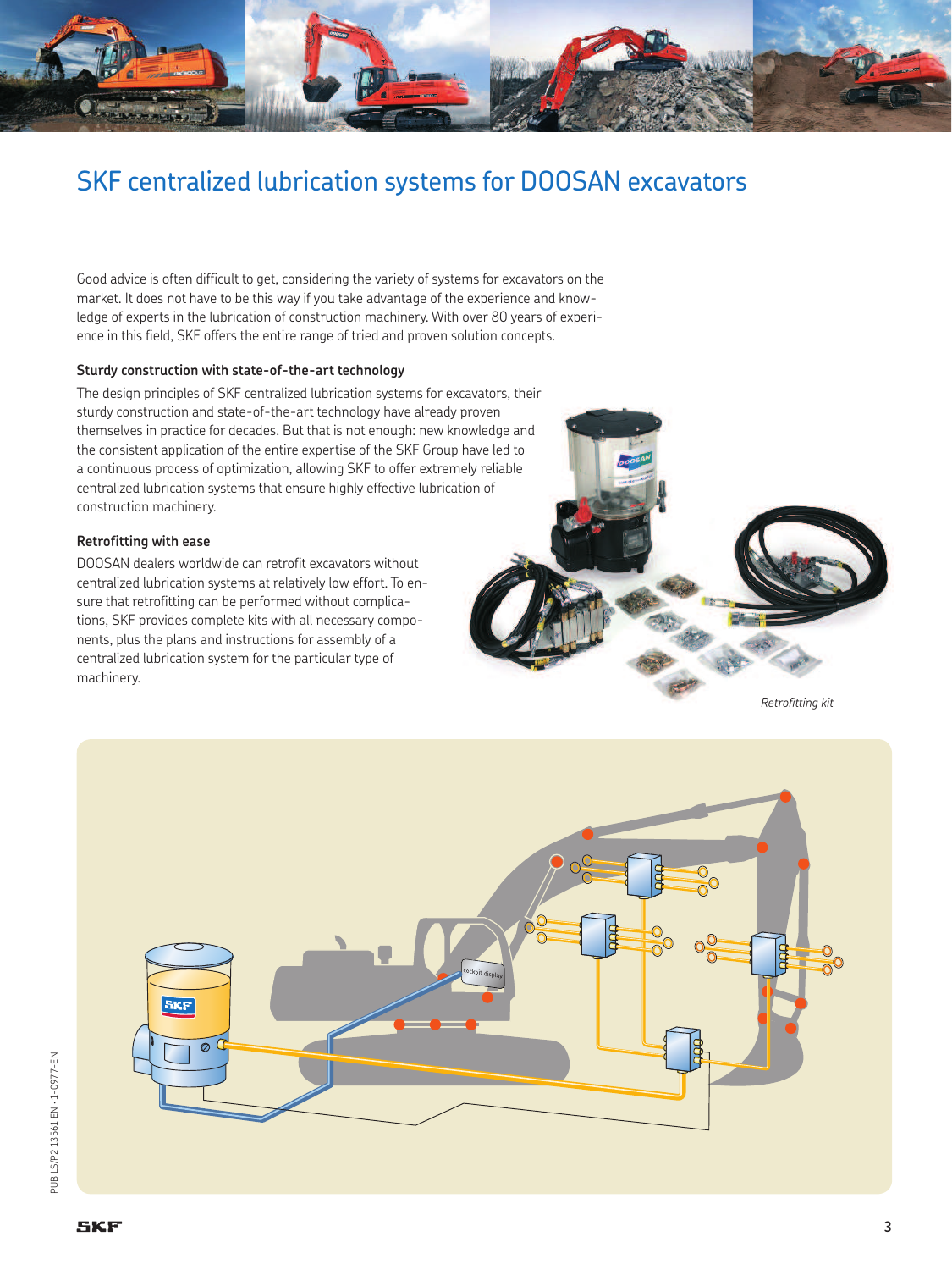# SKF centralized lubrication systems for DOOSAN excavators

Good advice is often difficult to get, considering the variety of systems for excavators on the market. It does not have to be this way if you take advantage of the experience and knowledge of experts in the lubrication of construction machinery. With over 80 years of experience in this field, SKF offers the entire range of tried and proven solution concepts.

### Sturdy construction with state-of-the-art technology

The design principles of SKF centralized lubrication systems for excavators, their sturdy construction and state-of-the-art technology have already proven themselves in practice for decades. But that is not enough: new knowledge and the consistent application of the entire expertise of the SKF Group have led to a continuous process of optimization, allowing SKF to offer extremely reliable centralized lubrication systems that ensure highly effective lubrication of construction machinery.

### Retrofitting with ease

DOOSAN dealers worldwide can retrofit excavators without centralized lubrication systems at relatively low effort. To ensure that retrofitting can be performed without complications, SKF provides complete kits with all necessary components, plus the plans and instructions for assembly of a centralized lubrication system for the particular type of machinery.

*Retrofitting kit*

cockpit display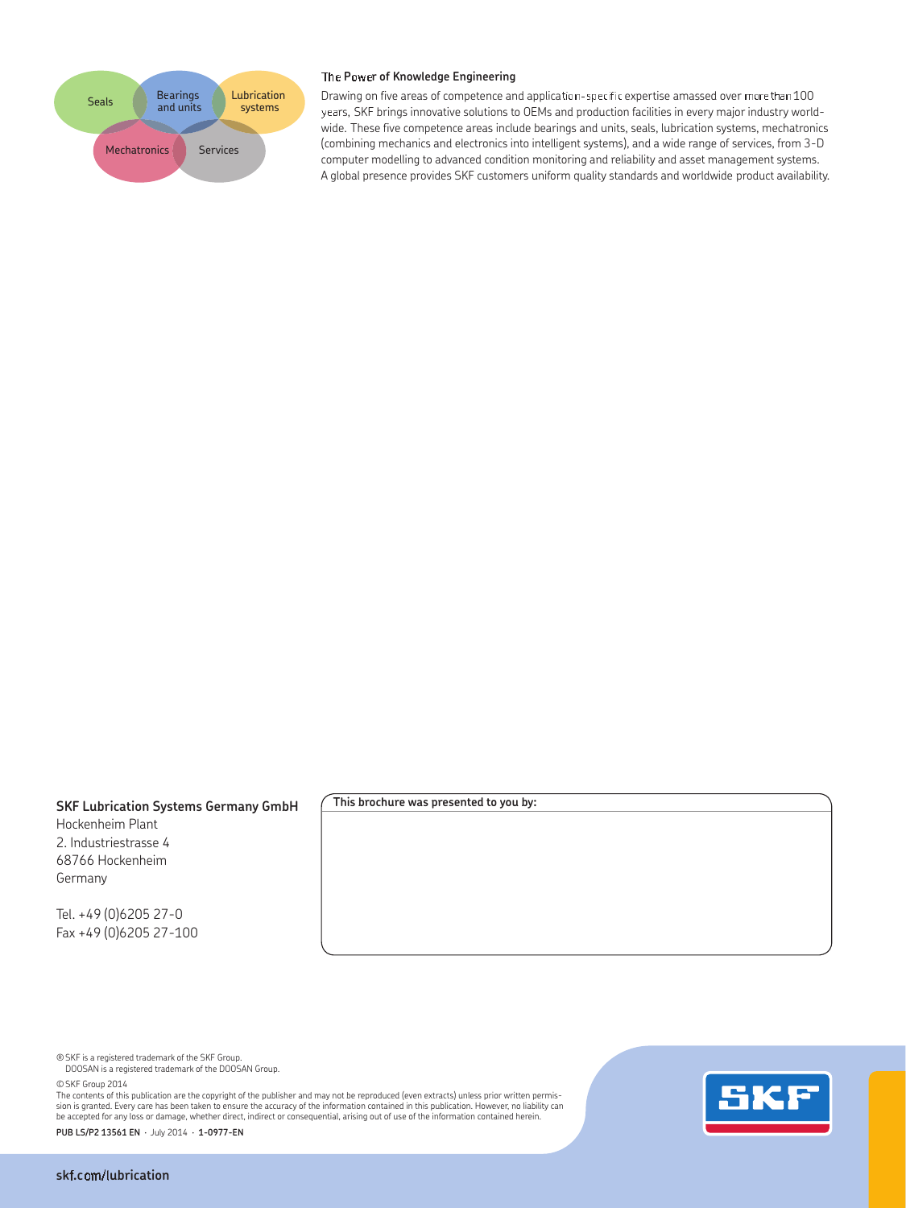Seals

Bearings and units

Lubrication systems

Mechatronics

Services

**The Power of Knowledge Engineering**

Drawing on five areas of competence and application-specific expertise amassed over more than 100 years, SKF brings innovative solutions to OEMs and production facilities in every major industry worldwide. These five competence areas include bearings and units, seals, lubrication systems, mechatronics (combining mechanics and electronics into intelligent systems), and a wide range of services, from 3-D computer modelling to advanced condition monitoring and reliability and asset management systems. A global presence provides SKF customers uniform quality standards and worldwide product availability.

**SKF Lubrication Systems Germany GmbH**
Hockenheim Plant
2. Industriestrasse 4
68766 Hockenheim
Germany

Tel. +49 (0)6205 27-0
Fax +49 (0)6205 27-100

**This brochure was presented to you by:**

® SKF is a registered trademark of the SKF Group.
DOOSAN is a registered trademark of the DOOSAN Group.

© SKF Group 2014
The contents of this publication are the copyright of the publisher and may not be reproduced (even extracts) unless prior written permission is granted. Every care has been taken to ensure the accuracy of the information contained in this publication. However, no liability can be accepted for any loss or damage, whether direct, indirect or consequential, arising out of use of the information contained herein.

**PUB LS/P2 13561 EN** · July 2014 · **1-0977-EN**

SKF

**skf.com/lubrication**